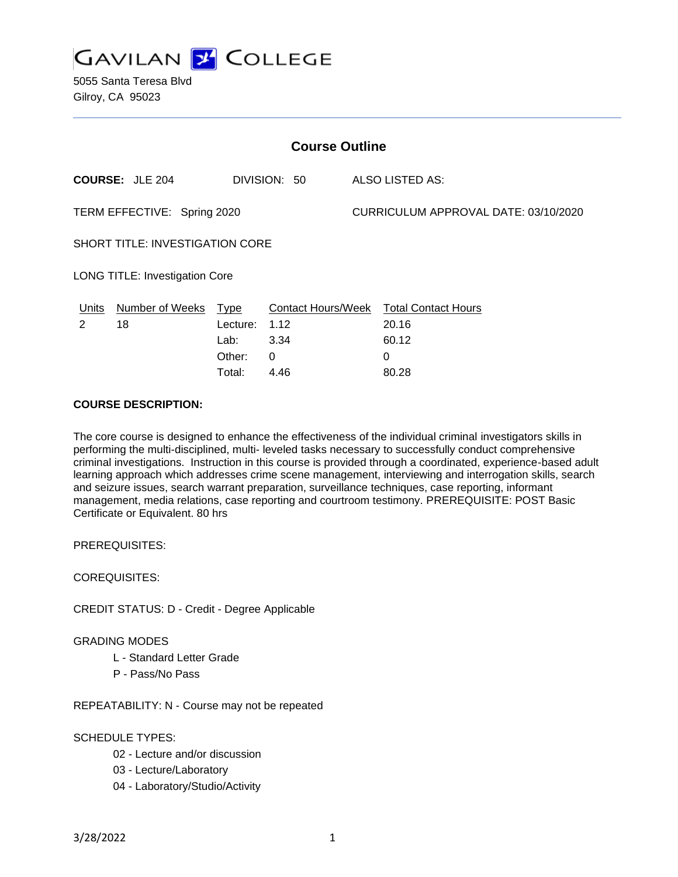# GAVILAN COLLEGE

5055 Santa Teresa Blvd
Gilroy, CA 95023

## Course Outline

**COURSE:** JLE 204 DIVISION: 50 ALSO LISTED AS:

TERM EFFECTIVE: Spring 2020 CURRICULUM APPROVAL DATE: 03/10/2020

SHORT TITLE: INVESTIGATION CORE

LONG TITLE: Investigation Core

| Units | Number of Weeks | Type | Contact Hours/Week | Total Contact Hours |
|---|---|---|---|---|
| 2 | 18 | Lecture: | 1.12 | 20.16 |
| | | Lab: | 3.34 | 60.12 |
| | | Other: | 0 | 0 |
| | | Total: | 4.46 | 80.28 |

**COURSE DESCRIPTION:**

The core course is designed to enhance the effectiveness of the individual criminal investigators skills in performing the multi-disciplined, multi- leveled tasks necessary to successfully conduct comprehensive criminal investigations. Instruction in this course is provided through a coordinated, experience-based adult learning approach which addresses crime scene management, interviewing and interrogation skills, search and seizure issues, search warrant preparation, surveillance techniques, case reporting, informant management, media relations, case reporting and courtroom testimony. PREREQUISITE: POST Basic Certificate or Equivalent. 80 hrs

PREREQUISITES:

COREQUISITES:

CREDIT STATUS: D - Credit - Degree Applicable

GRADING MODES

- L - Standard Letter Grade
- P - Pass/No Pass

REPEATABILITY: N - Course may not be repeated

SCHEDULE TYPES:

- 02 - Lecture and/or discussion
- 03 - Lecture/Laboratory
- 04 - Laboratory/Studio/Activity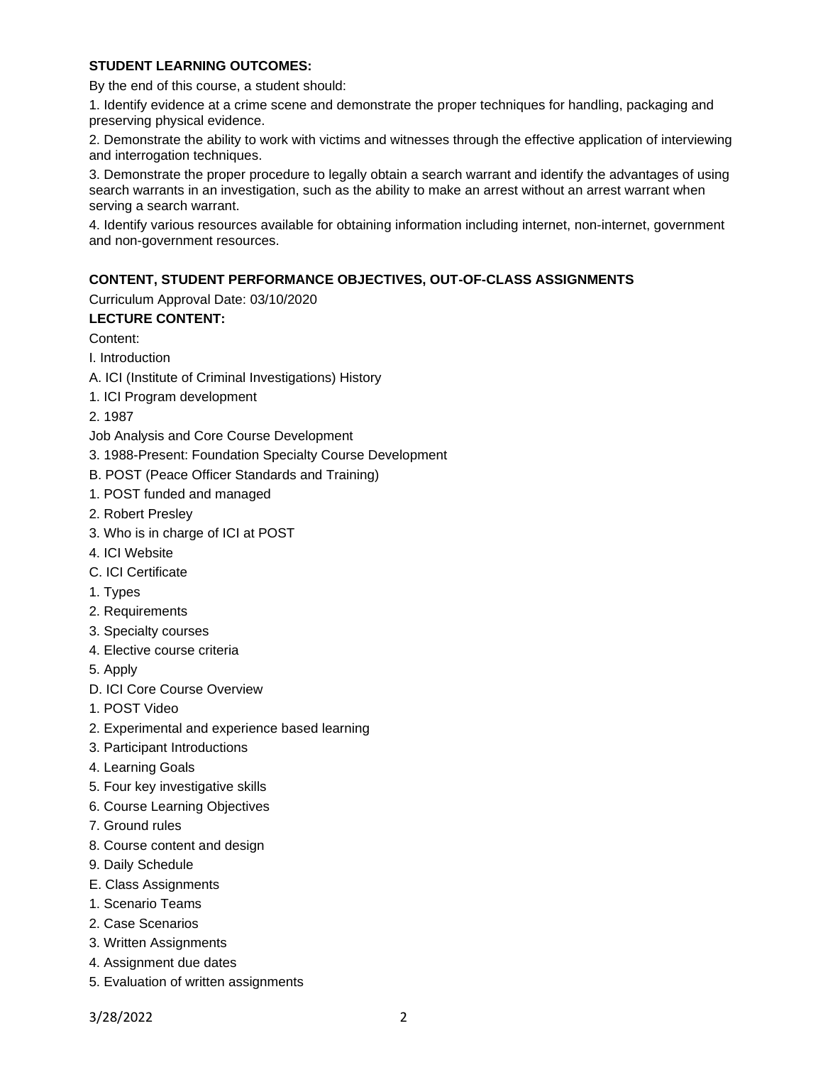**STUDENT LEARNING OUTCOMES:**

By the end of this course, a student should:

1. Identify evidence at a crime scene and demonstrate the proper techniques for handling, packaging and preserving physical evidence.

2. Demonstrate the ability to work with victims and witnesses through the effective application of interviewing and interrogation techniques.

3. Demonstrate the proper procedure to legally obtain a search warrant and identify the advantages of using search warrants in an investigation, such as the ability to make an arrest without an arrest warrant when serving a search warrant.

4. Identify various resources available for obtaining information including internet, non-internet, government and non-government resources.

**CONTENT, STUDENT PERFORMANCE OBJECTIVES, OUT-OF-CLASS ASSIGNMENTS**

Curriculum Approval Date: 03/10/2020

**LECTURE CONTENT:**

Content:

I. Introduction

A. ICI (Institute of Criminal Investigations) History

1. ICI Program development

2. 1987

Job Analysis and Core Course Development

3. 1988-Present: Foundation Specialty Course Development

B. POST (Peace Officer Standards and Training)

1. POST funded and managed

2. Robert Presley

3. Who is in charge of ICI at POST

4. ICI Website

C. ICI Certificate

1. Types

2. Requirements

3. Specialty courses

4. Elective course criteria

5. Apply

D. ICI Core Course Overview

1. POST Video

2. Experimental and experience based learning

3. Participant Introductions

4. Learning Goals

5. Four key investigative skills

6. Course Learning Objectives

7. Ground rules

8. Course content and design

9. Daily Schedule

E. Class Assignments

1. Scenario Teams

2. Case Scenarios

3. Written Assignments

4. Assignment due dates

5. Evaluation of written assignments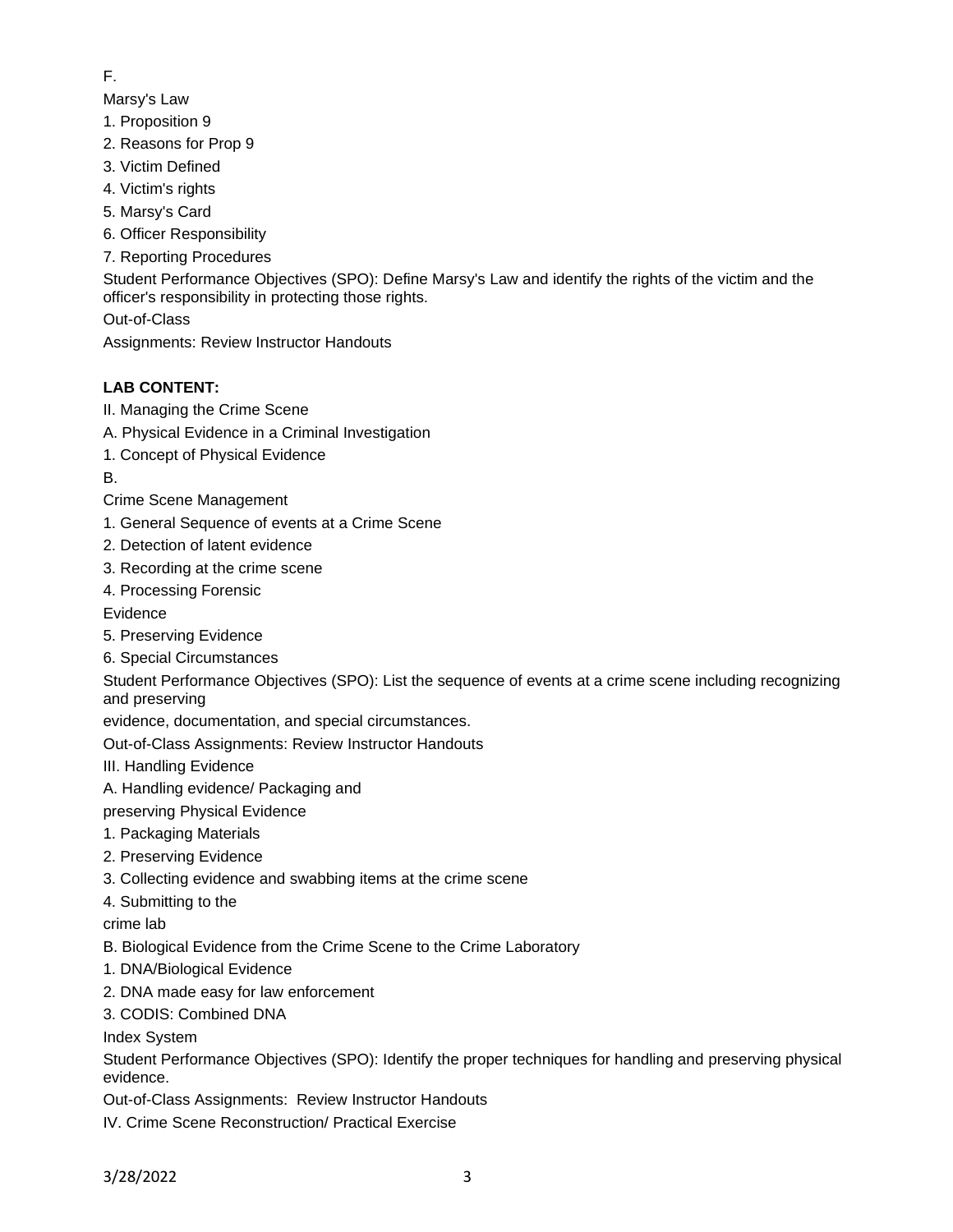F.

Marsy's Law

1. Proposition 9
2. Reasons for Prop 9
3. Victim Defined
4. Victim's rights
5. Marsy's Card
6. Officer Responsibility
7. Reporting Procedures

Student Performance Objectives (SPO): Define Marsy's Law and identify the rights of the victim and the officer's responsibility in protecting those rights.

Out-of-Class

Assignments: Review Instructor Handouts

**LAB CONTENT:**

II. Managing the Crime Scene

A. Physical Evidence in a Criminal Investigation

1. Concept of Physical Evidence

B.

Crime Scene Management

1. General Sequence of events at a Crime Scene
2. Detection of latent evidence
3. Recording at the crime scene
4. Processing Forensic Evidence
5. Preserving Evidence
6. Special Circumstances

Student Performance Objectives (SPO): List the sequence of events at a crime scene including recognizing and preserving evidence, documentation, and special circumstances.

Out-of-Class Assignments: Review Instructor Handouts

III. Handling Evidence

A. Handling evidence/ Packaging and preserving Physical Evidence

1. Packaging Materials
2. Preserving Evidence
3. Collecting evidence and swabbing items at the crime scene
4. Submitting to the crime lab

B. Biological Evidence from the Crime Scene to the Crime Laboratory

1. DNA/Biological Evidence
2. DNA made easy for law enforcement
3. CODIS: Combined DNA Index System

Student Performance Objectives (SPO): Identify the proper techniques for handling and preserving physical evidence.

Out-of-Class Assignments: Review Instructor Handouts

IV. Crime Scene Reconstruction/ Practical Exercise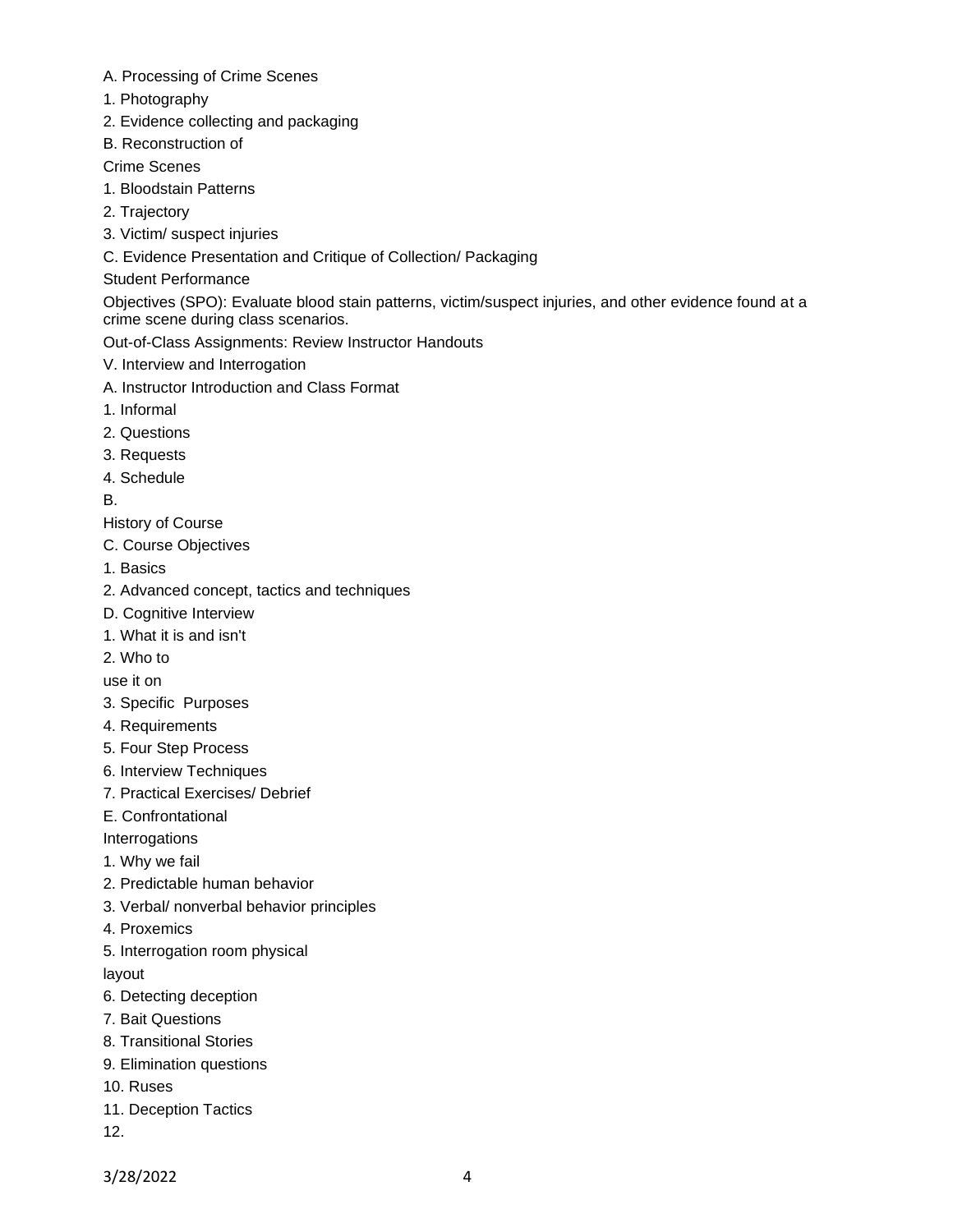A. Processing of Crime Scenes

1. Photography

2. Evidence collecting and packaging

B. Reconstruction of Crime Scenes

1. Bloodstain Patterns

2. Trajectory

3. Victim/ suspect injuries

C. Evidence Presentation and Critique of Collection/ Packaging

Student Performance Objectives (SPO): Evaluate blood stain patterns, victim/suspect injuries, and other evidence found at a crime scene during class scenarios.

Out-of-Class Assignments: Review Instructor Handouts

V. Interview and Interrogation

A. Instructor Introduction and Class Format

1. Informal

2. Questions

3. Requests

4. Schedule

B. History of Course

C. Course Objectives

1. Basics

2. Advanced concept, tactics and techniques

D. Cognitive Interview

1. What it is and isn't

2. Who to use it on

3. Specific Purposes

4. Requirements

5. Four Step Process

6. Interview Techniques

7. Practical Exercises/ Debrief

E. Confrontational Interrogations

1. Why we fail

2. Predictable human behavior

3. Verbal/ nonverbal behavior principles

4. Proxemics

5. Interrogation room physical layout

6. Detecting deception

7. Bait Questions

8. Transitional Stories

9. Elimination questions

10. Ruses

11. Deception Tactics

12.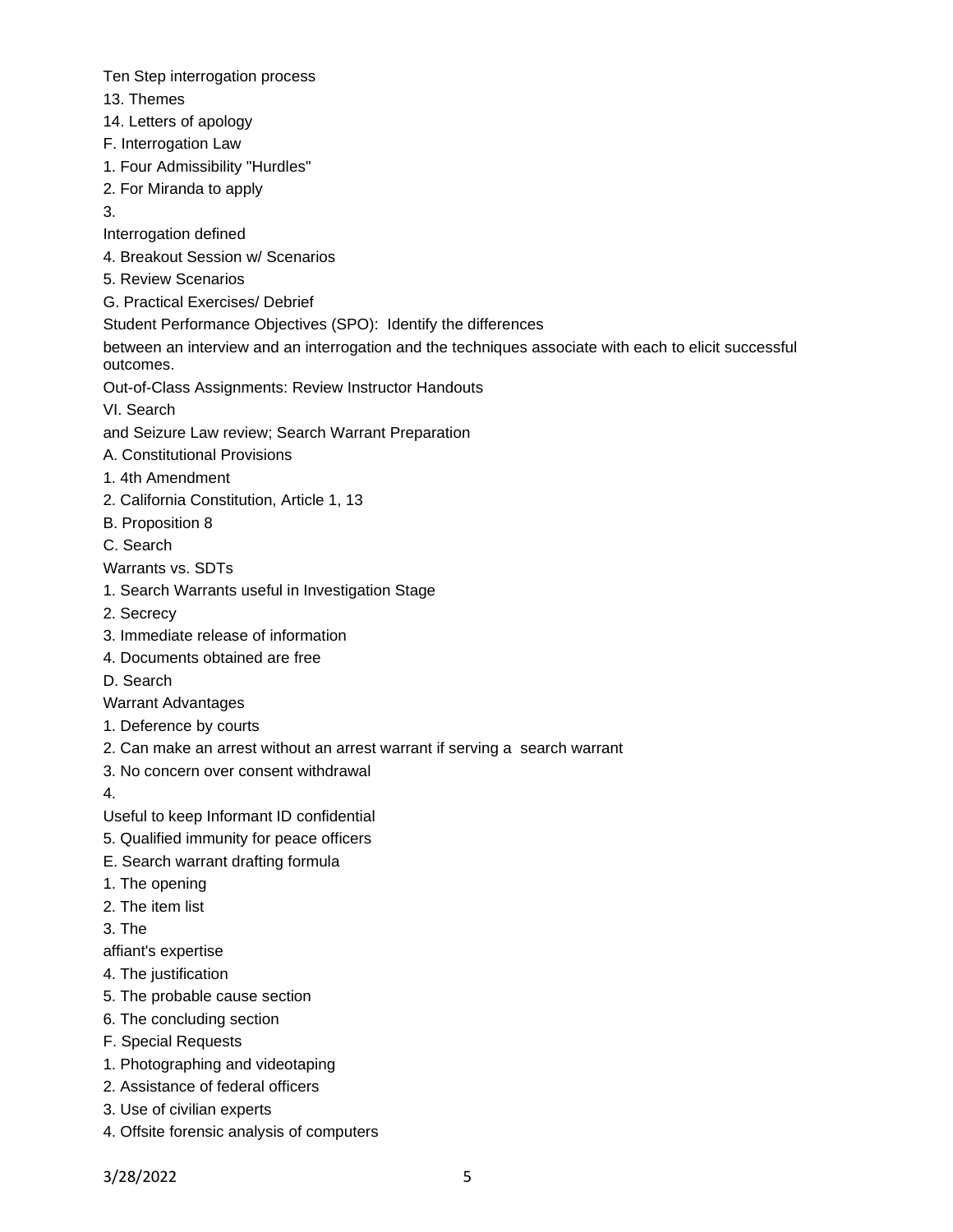Ten Step interrogation process

13. Themes
14. Letters of apology

F. Interrogation Law

1. Four Admissibility "Hurdles"
2. For Miranda to apply
3. Interrogation defined
4. Breakout Session w/ Scenarios
5. Review Scenarios

G. Practical Exercises/ Debrief

Student Performance Objectives (SPO): Identify the differences between an interview and an interrogation and the techniques associate with each to elicit successful outcomes.

Out-of-Class Assignments: Review Instructor Handouts

VI. Search and Seizure Law review; Search Warrant Preparation

A. Constitutional Provisions

1. 4th Amendment
2. California Constitution, Article 1, 13

B. Proposition 8

C. Search Warrants vs. SDTs

1. Search Warrants useful in Investigation Stage
2. Secrecy
3. Immediate release of information
4. Documents obtained are free

D. Search Warrant Advantages

1. Deference by courts
2. Can make an arrest without an arrest warrant if serving a search warrant
3. No concern over consent withdrawal
4. Useful to keep Informant ID confidential
5. Qualified immunity for peace officers

E. Search warrant drafting formula

1. The opening
2. The item list
3. The affiant's expertise
4. The justification
5. The probable cause section
6. The concluding section

F. Special Requests

1. Photographing and videotaping
2. Assistance of federal officers
3. Use of civilian experts
4. Offsite forensic analysis of computers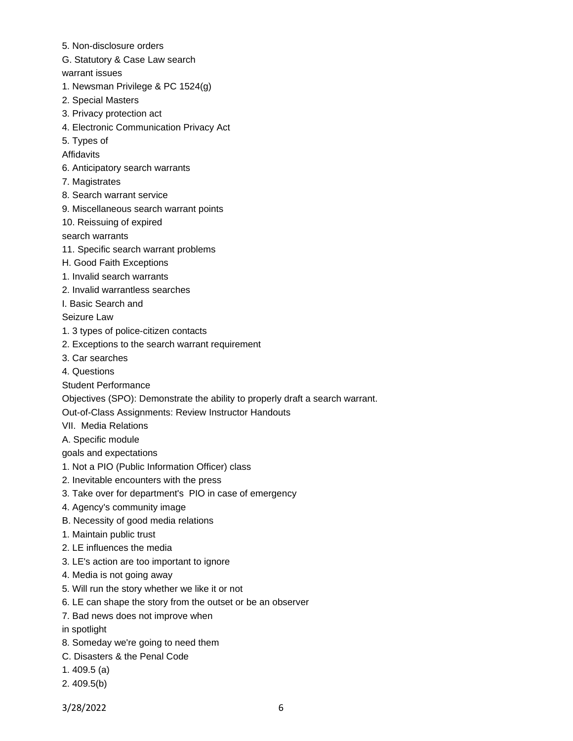5. Non-disclosure orders

G. Statutory & Case Law search warrant issues

1. Newsman Privilege & PC 1524(g)
2. Special Masters
3. Privacy protection act
4. Electronic Communication Privacy Act
5. Types of Affidavits
6. Anticipatory search warrants
7. Magistrates
8. Search warrant service
9. Miscellaneous search warrant points
10. Reissuing of expired search warrants
11. Specific search warrant problems

H. Good Faith Exceptions

1. Invalid search warrants
2. Invalid warrantless searches

I. Basic Search and Seizure Law

1. 3 types of police-citizen contacts
2. Exceptions to the search warrant requirement
3. Car searches
4. Questions

Student Performance Objectives (SPO): Demonstrate the ability to properly draft a search warrant.

Out-of-Class Assignments: Review Instructor Handouts

VII. Media Relations

A. Specific module goals and expectations

1. Not a PIO (Public Information Officer) class
2. Inevitable encounters with the press
3. Take over for department's PIO in case of emergency
4. Agency's community image

B. Necessity of good media relations

1. Maintain public trust
2. LE influences the media
3. LE's action are too important to ignore
4. Media is not going away
5. Will run the story whether we like it or not
6. LE can shape the story from the outset or be an observer
7. Bad news does not improve when in spotlight
8. Someday we're going to need them

C. Disasters & the Penal Code

1. 409.5 (a)
2. 409.5(b)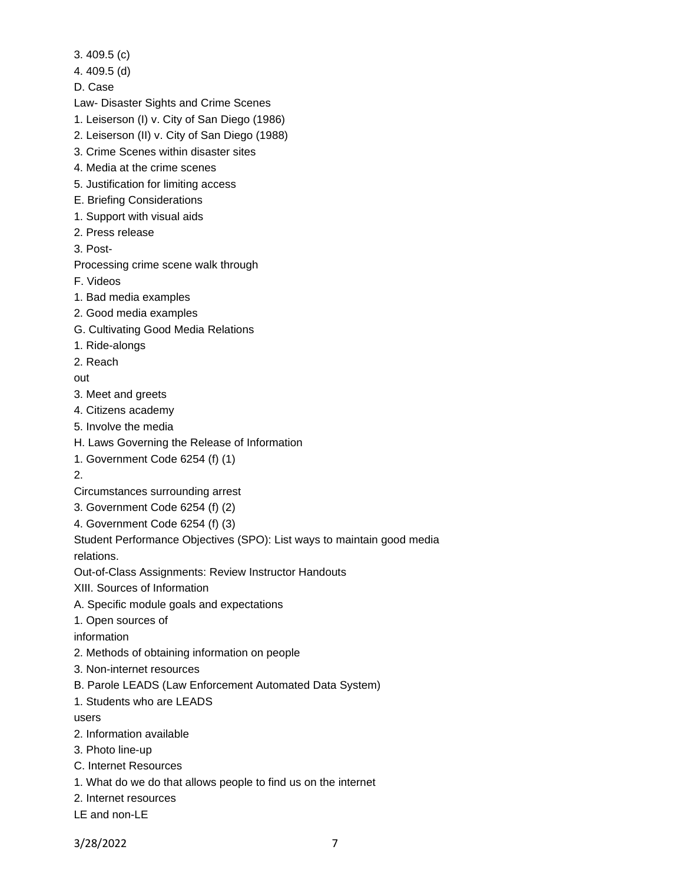3. 409.5 (c)
4. 409.5 (d)
D. Case
Law- Disaster Sights and Crime Scenes
1. Leiserson (I) v. City of San Diego (1986)
2. Leiserson (II) v. City of San Diego (1988)
3. Crime Scenes within disaster sites
4. Media at the crime scenes
5. Justification for limiting access
E. Briefing Considerations
1. Support with visual aids
2. Press release
3. Post-
Processing crime scene walk through
F. Videos
1. Bad media examples
2. Good media examples
G. Cultivating Good Media Relations
1. Ride-alongs
2. Reach
out
3. Meet and greets
4. Citizens academy
5. Involve the media
H. Laws Governing the Release of Information
1. Government Code 6254 (f) (1)
2.
Circumstances surrounding arrest
3. Government Code 6254 (f) (2)
4. Government Code 6254 (f) (3)
Student Performance Objectives (SPO): List ways to maintain good media relations.
Out-of-Class Assignments: Review Instructor Handouts
XIII. Sources of Information
A. Specific module goals and expectations
1. Open sources of
information
2. Methods of obtaining information on people
3. Non-internet resources
B. Parole LEADS (Law Enforcement Automated Data System)
1. Students who are LEADS
users
2. Information available
3. Photo line-up
C. Internet Resources
1. What do we do that allows people to find us on the internet
2. Internet resources
LE and non-LE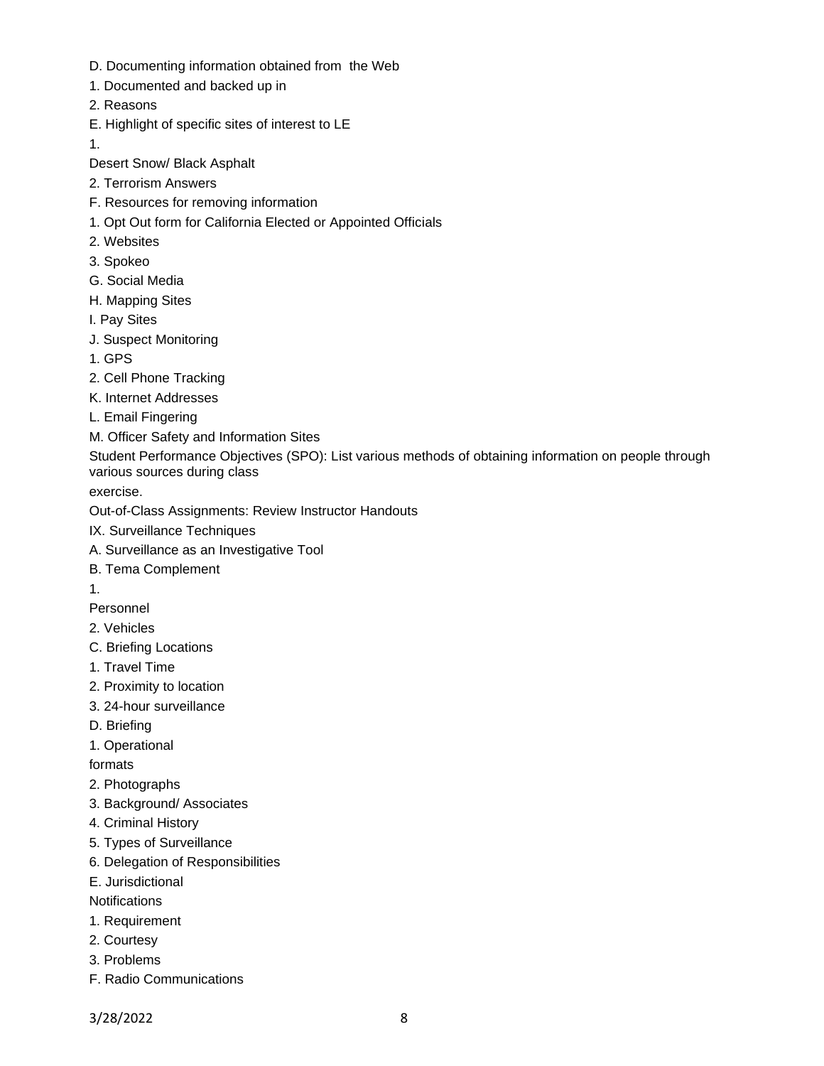D. Documenting information obtained from the Web

1. Documented and backed up in

2. Reasons

E. Highlight of specific sites of interest to LE

1. Desert Snow/ Black Asphalt

2. Terrorism Answers

F. Resources for removing information

1. Opt Out form for California Elected or Appointed Officials

2. Websites

3. Spokeo

G. Social Media

H. Mapping Sites

I. Pay Sites

J. Suspect Monitoring

1. GPS

2. Cell Phone Tracking

K. Internet Addresses

L. Email Fingering

M. Officer Safety and Information Sites

Student Performance Objectives (SPO): List various methods of obtaining information on people through various sources during class exercise.

Out-of-Class Assignments: Review Instructor Handouts

IX. Surveillance Techniques

A. Surveillance as an Investigative Tool

B. Tema Complement

1. Personnel

2. Vehicles

C. Briefing Locations

1. Travel Time

2. Proximity to location

3. 24-hour surveillance

D. Briefing

1. Operational formats

2. Photographs

3. Background/ Associates

4. Criminal History

5. Types of Surveillance

6. Delegation of Responsibilities

E. Jurisdictional Notifications

1. Requirement

2. Courtesy

3. Problems

F. Radio Communications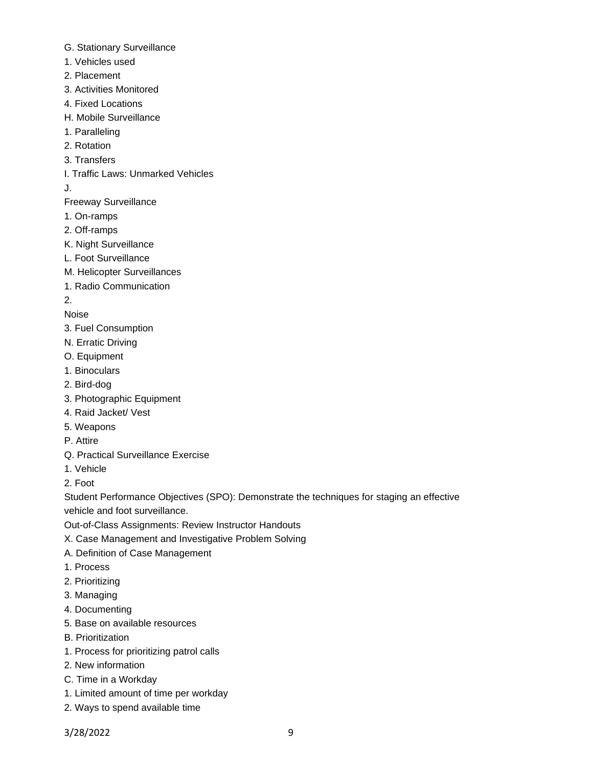G. Stationary Surveillance
1. Vehicles used
2. Placement
3. Activities Monitored
4. Fixed Locations
H. Mobile Surveillance
1. Paralleling
2. Rotation
3. Transfers
I. Traffic Laws: Unmarked Vehicles
J.
Freeway Surveillance
1. On-ramps
2. Off-ramps
K. Night Surveillance
L. Foot Surveillance
M. Helicopter Surveillances
1. Radio Communication
2.
Noise
3. Fuel Consumption
N. Erratic Driving
O. Equipment
1. Binoculars
2. Bird-dog
3. Photographic Equipment
4. Raid Jacket/ Vest
5. Weapons
P. Attire
Q. Practical Surveillance Exercise
1. Vehicle
2. Foot

Student Performance Objectives (SPO): Demonstrate the techniques for staging an effective vehicle and foot surveillance.

Out-of-Class Assignments: Review Instructor Handouts

X. Case Management and Investigative Problem Solving
A. Definition of Case Management
1. Process
2. Prioritizing
3. Managing
4. Documenting
5. Base on available resources
B. Prioritization
1. Process for prioritizing patrol calls
2. New information
C. Time in a Workday
1. Limited amount of time per workday
2. Ways to spend available time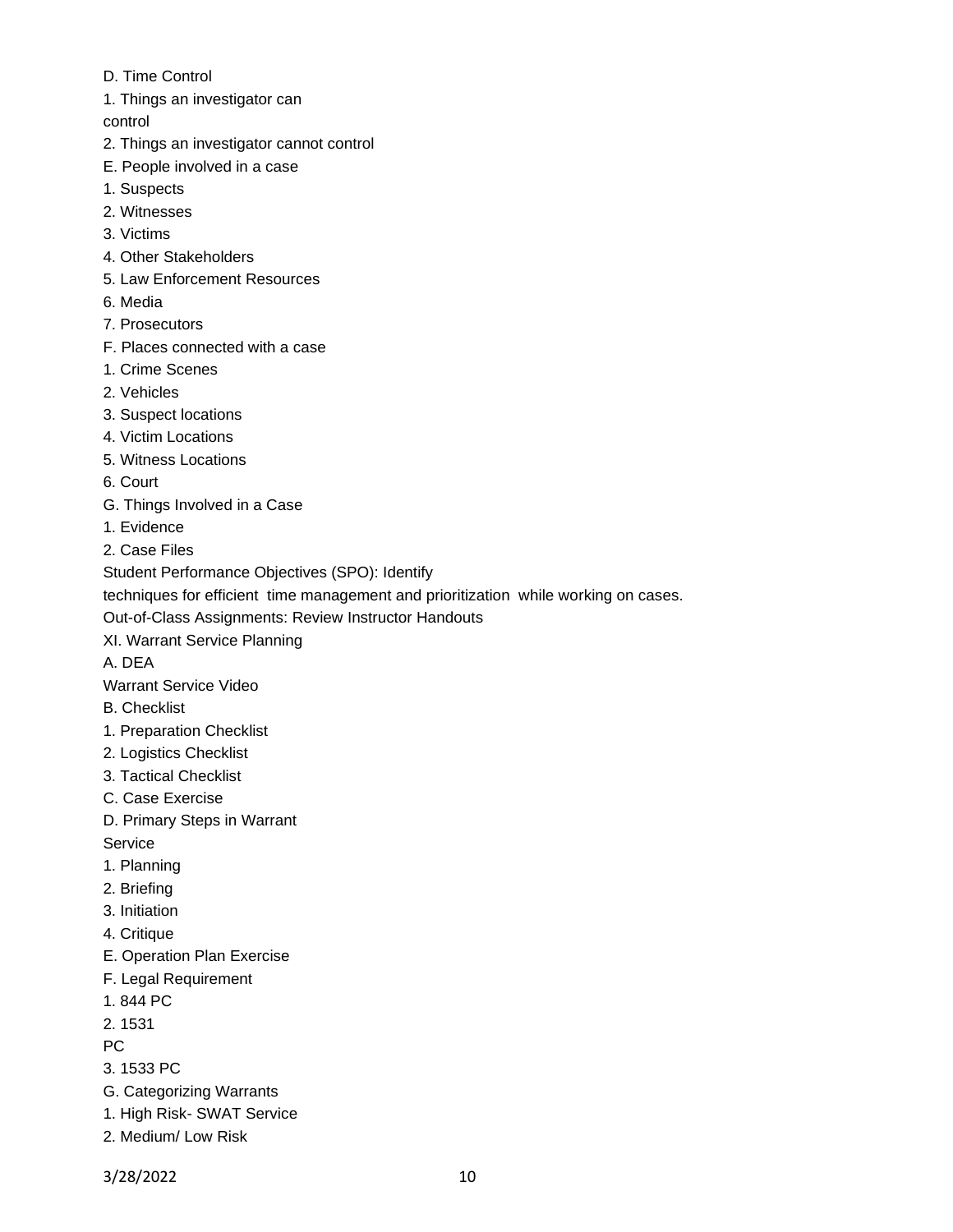D. Time Control

1. Things an investigator can control
2. Things an investigator cannot control

E. People involved in a case

1. Suspects
2. Witnesses
3. Victims
4. Other Stakeholders
5. Law Enforcement Resources
6. Media
7. Prosecutors

F. Places connected with a case

1. Crime Scenes
2. Vehicles
3. Suspect locations
4. Victim Locations
5. Witness Locations
6. Court

G. Things Involved in a Case

1. Evidence
2. Case Files

Student Performance Objectives (SPO): Identify techniques for efficient time management and prioritization while working on cases.

Out-of-Class Assignments: Review Instructor Handouts

XI. Warrant Service Planning

A. DEA Warrant Service Video

B. Checklist

1. Preparation Checklist
2. Logistics Checklist
3. Tactical Checklist

C. Case Exercise

D. Primary Steps in Warrant Service

1. Planning
2. Briefing
3. Initiation
4. Critique

E. Operation Plan Exercise

F. Legal Requirement

1. 844 PC
2. 1531 PC
3. 1533 PC

G. Categorizing Warrants

1. High Risk- SWAT Service
2. Medium/ Low Risk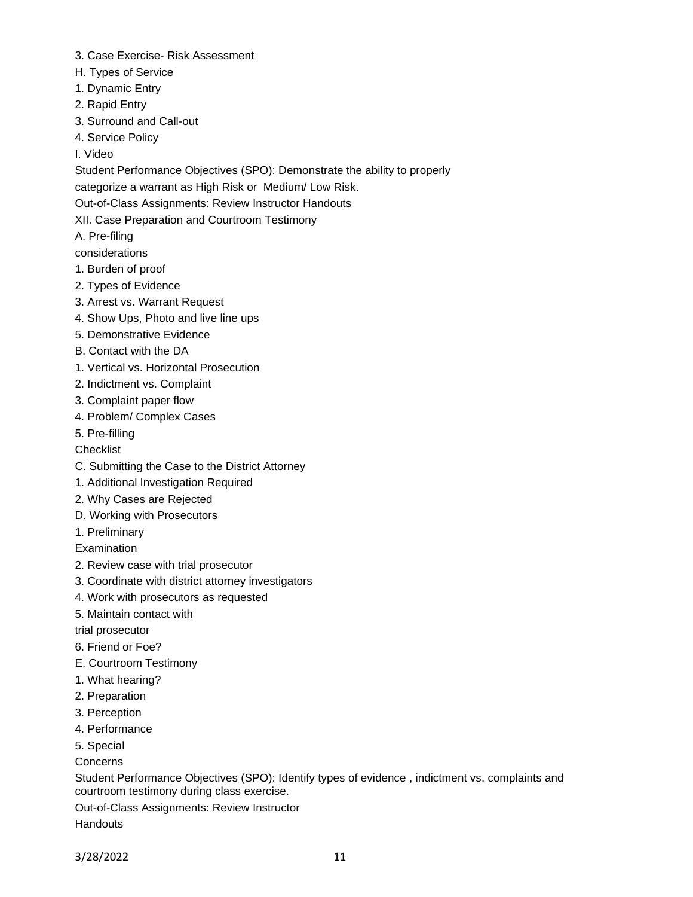3. Case Exercise- Risk Assessment

H. Types of Service

1. Dynamic Entry
2. Rapid Entry
3. Surround and Call-out
4. Service Policy

I. Video

Student Performance Objectives (SPO): Demonstrate the ability to properly categorize a warrant as High Risk or Medium/ Low Risk.

Out-of-Class Assignments: Review Instructor Handouts

XII. Case Preparation and Courtroom Testimony

A. Pre-filing considerations

1. Burden of proof
2. Types of Evidence
3. Arrest vs. Warrant Request
4. Show Ups, Photo and live line ups
5. Demonstrative Evidence

B. Contact with the DA

1. Vertical vs. Horizontal Prosecution
2. Indictment vs. Complaint
3. Complaint paper flow
4. Problem/ Complex Cases
5. Pre-filling Checklist

C. Submitting the Case to the District Attorney

1. Additional Investigation Required
2. Why Cases are Rejected

D. Working with Prosecutors

1. Preliminary Examination
2. Review case with trial prosecutor
3. Coordinate with district attorney investigators
4. Work with prosecutors as requested
5. Maintain contact with trial prosecutor
6. Friend or Foe?

E. Courtroom Testimony

1. What hearing?
2. Preparation
3. Perception
4. Performance
5. Special Concerns

Student Performance Objectives (SPO): Identify types of evidence , indictment vs. complaints and courtroom testimony during class exercise.

Out-of-Class Assignments: Review Instructor Handouts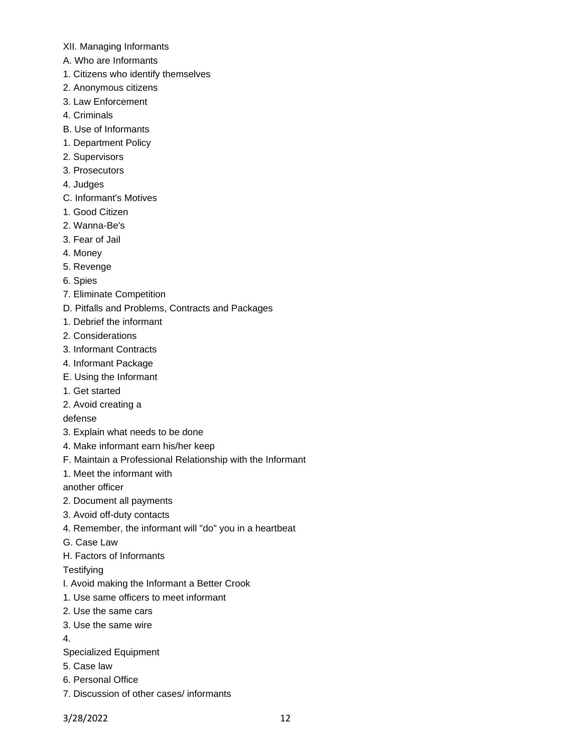XII. Managing Informants

A. Who are Informants

1. Citizens who identify themselves
2. Anonymous citizens
3. Law Enforcement
4. Criminals

B. Use of Informants

1. Department Policy
2. Supervisors
3. Prosecutors
4. Judges

C. Informant's Motives

1. Good Citizen
2. Wanna-Be's
3. Fear of Jail
4. Money
5. Revenge
6. Spies
7. Eliminate Competition

D. Pitfalls and Problems, Contracts and Packages

1. Debrief the informant
2. Considerations
3. Informant Contracts
4. Informant Package

E. Using the Informant

1. Get started
2. Avoid creating a defense
3. Explain what needs to be done
4. Make informant earn his/her keep

F. Maintain a Professional Relationship with the Informant

1. Meet the informant with another officer
2. Document all payments
3. Avoid off-duty contacts
4. Remember, the informant will "do" you in a heartbeat

G. Case Law

H. Factors of Informants Testifying

I. Avoid making the Informant a Better Crook

1. Use same officers to meet informant
2. Use the same cars
3. Use the same wire
4. Specialized Equipment
5. Case law
6. Personal Office
7. Discussion of other cases/ informants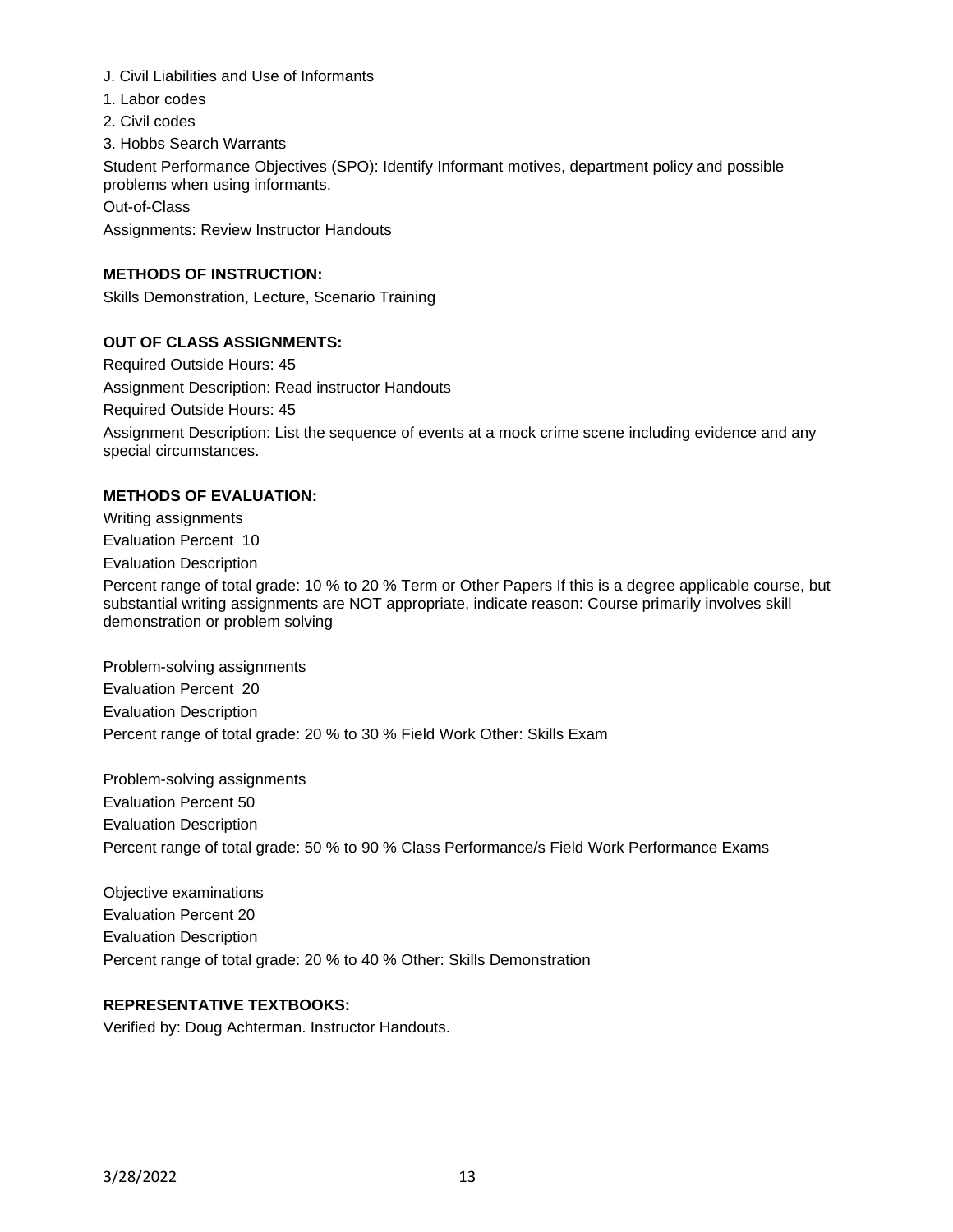J. Civil Liabilities and Use of Informants

1. Labor codes
2. Civil codes
3. Hobbs Search Warrants

Student Performance Objectives (SPO): Identify Informant motives, department policy and possible problems when using informants.

Out-of-Class

Assignments: Review Instructor Handouts

**METHODS OF INSTRUCTION:**

Skills Demonstration, Lecture, Scenario Training

**OUT OF CLASS ASSIGNMENTS:**

Required Outside Hours: 45

Assignment Description: Read instructor Handouts

Required Outside Hours: 45

Assignment Description: List the sequence of events at a mock crime scene including evidence and any special circumstances.

**METHODS OF EVALUATION:**

Writing assignments

Evaluation Percent 10

Evaluation Description

Percent range of total grade: 10 % to 20 % Term or Other Papers If this is a degree applicable course, but substantial writing assignments are NOT appropriate, indicate reason: Course primarily involves skill demonstration or problem solving

Problem-solving assignments

Evaluation Percent 20

Evaluation Description

Percent range of total grade: 20 % to 30 % Field Work Other: Skills Exam

Problem-solving assignments

Evaluation Percent 50

Evaluation Description

Percent range of total grade: 50 % to 90 % Class Performance/s Field Work Performance Exams

Objective examinations

Evaluation Percent 20

Evaluation Description

Percent range of total grade: 20 % to 40 % Other: Skills Demonstration

**REPRESENTATIVE TEXTBOOKS:**

Verified by: Doug Achterman. Instructor Handouts.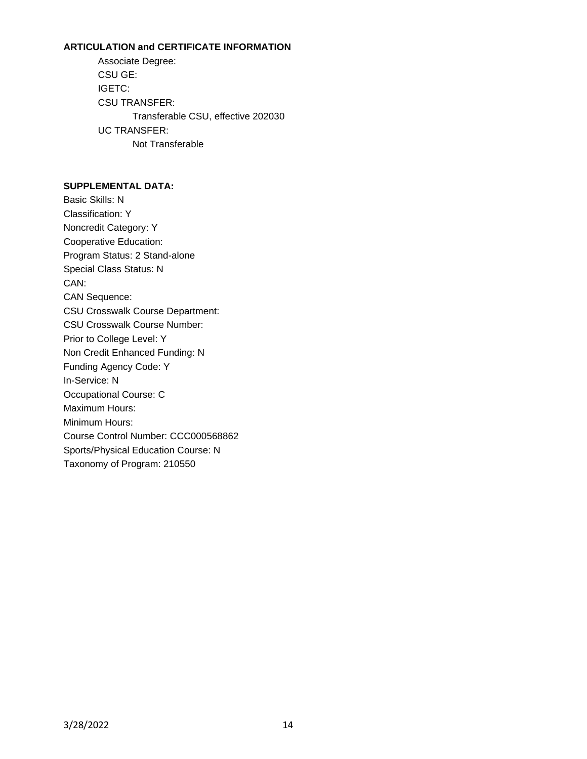**ARTICULATION and CERTIFICATE INFORMATION**

Associate Degree:
CSU GE:
IGETC:
CSU TRANSFER:
Transferable CSU, effective 202030
UC TRANSFER:
Not Transferable

**SUPPLEMENTAL DATA:**

Basic Skills: N
Classification: Y
Noncredit Category: Y
Cooperative Education:
Program Status: 2 Stand-alone
Special Class Status: N
CAN:
CAN Sequence:
CSU Crosswalk Course Department:
CSU Crosswalk Course Number:
Prior to College Level: Y
Non Credit Enhanced Funding: N
Funding Agency Code: Y
In-Service: N
Occupational Course: C
Maximum Hours:
Minimum Hours:
Course Control Number: CCC000568862
Sports/Physical Education Course: N
Taxonomy of Program: 210550